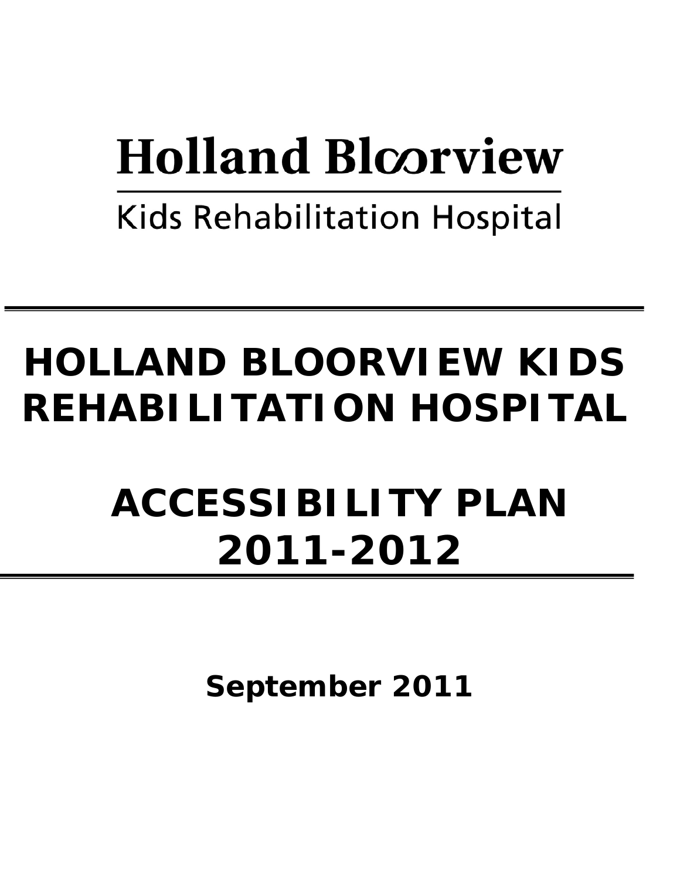Holland Bloorview

Kids Rehabilitation Hospital

# HOLLAND BLOORVIEW KIDS REHABILITATION HOSPITAL

# ACCESSIBILITY PLAN 2011-2012

**September 2011**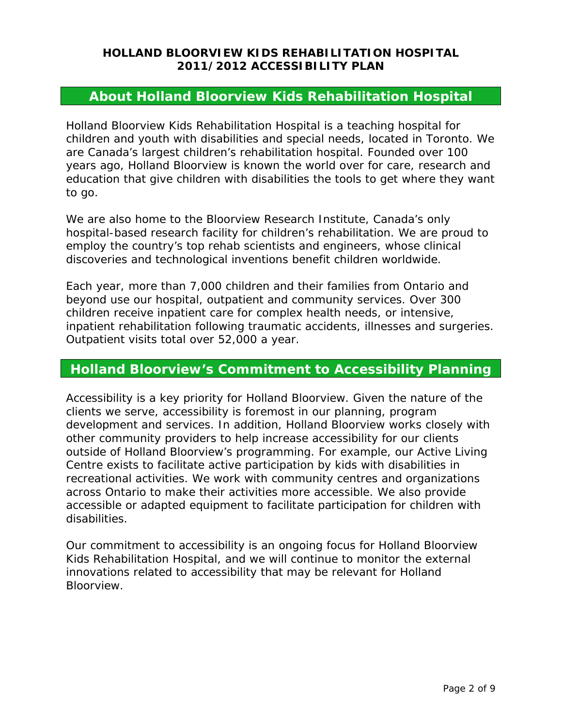**HOLLAND BLOORVIEW KIDS REHABILITATION HOSPITAL**
**2011/2012 ACCESSIBILITY PLAN**

## About Holland Bloorview Kids Rehabilitation Hospital

Holland Bloorview Kids Rehabilitation Hospital is a teaching hospital for children and youth with disabilities and special needs, located in Toronto. We are Canada's largest children's rehabilitation hospital. Founded over 100 years ago, Holland Bloorview is known the world over for care, research and education that give children with disabilities the tools to get where they want to go.

We are also home to the Bloorview Research Institute, Canada's only hospital-based research facility for children's rehabilitation. We are proud to employ the country's top rehab scientists and engineers, whose clinical discoveries and technological inventions benefit children worldwide.

Each year, more than 7,000 children and their families from Ontario and beyond use our hospital, outpatient and community services. Over 300 children receive inpatient care for complex health needs, or intensive, inpatient rehabilitation following traumatic accidents, illnesses and surgeries. Outpatient visits total over 52,000 a year.

## Holland Bloorview's Commitment to Accessibility Planning

Accessibility is a key priority for Holland Bloorview. Given the nature of the clients we serve, accessibility is foremost in our planning, program development and services. In addition, Holland Bloorview works closely with other community providers to help increase accessibility for our clients outside of Holland Bloorview's programming. For example, our Active Living Centre exists to facilitate active participation by kids with disabilities in recreational activities. We work with community centres and organizations across Ontario to make their activities more accessible. We also provide accessible or adapted equipment to facilitate participation for children with disabilities.

Our commitment to accessibility is an ongoing focus for Holland Bloorview Kids Rehabilitation Hospital, and we will continue to monitor the external innovations related to accessibility that may be relevant for Holland Bloorview.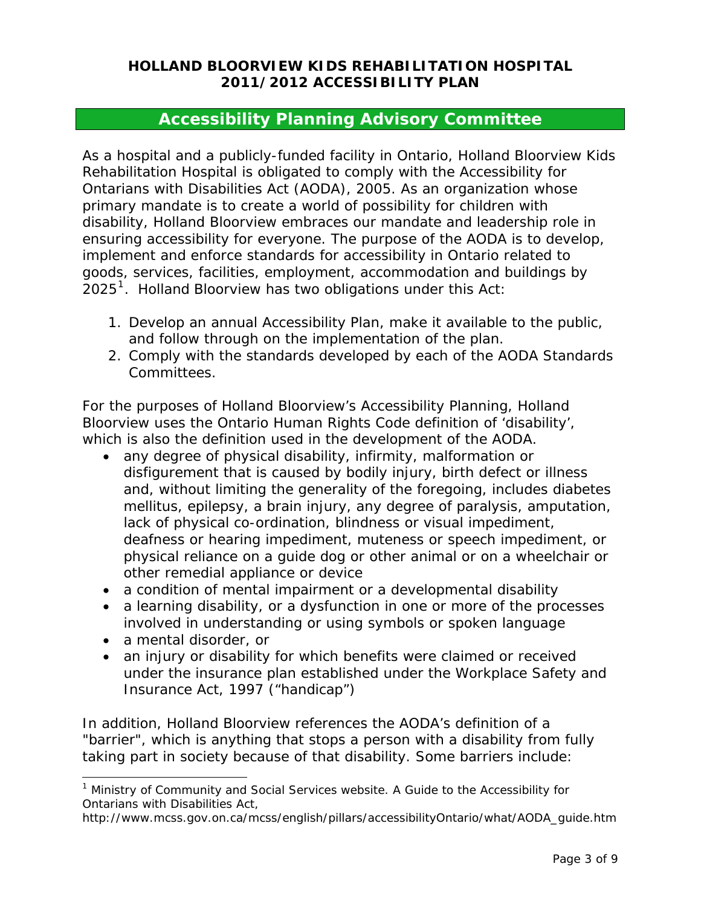**HOLLAND BLOORVIEW KIDS REHABILITATION HOSPITAL**
**2011/2012 ACCESSIBILITY PLAN**

## Accessibility Planning Advisory Committee

As a hospital and a publicly-funded facility in Ontario, Holland Bloorview Kids Rehabilitation Hospital is obligated to comply with the Accessibility for Ontarians with Disabilities Act (AODA), 2005. As an organization whose primary mandate is to create a world of possibility for children with disability, Holland Bloorview embraces our mandate and leadership role in ensuring accessibility for everyone. The purpose of the AODA is to develop, implement and enforce standards for accessibility in Ontario related to goods, services, facilities, employment, accommodation and buildings by 2025[1]. Holland Bloorview has two obligations under this Act:

1. Develop an annual Accessibility Plan, make it available to the public, and follow through on the implementation of the plan.
2. Comply with the standards developed by each of the AODA Standards Committees.

For the purposes of Holland Bloorview's Accessibility Planning, Holland Bloorview uses the Ontario Human Rights Code definition of 'disability', which is also the definition used in the development of the AODA.

- any degree of physical disability, infirmity, malformation or disfigurement that is caused by bodily injury, birth defect or illness and, without limiting the generality of the foregoing, includes diabetes mellitus, epilepsy, a brain injury, any degree of paralysis, amputation, lack of physical co-ordination, blindness or visual impediment, deafness or hearing impediment, muteness or speech impediment, or physical reliance on a guide dog or other animal or on a wheelchair or other remedial appliance or device
- a condition of mental impairment or a developmental disability
- a learning disability, or a dysfunction in one or more of the processes involved in understanding or using symbols or spoken language
- a mental disorder, or
- an injury or disability for which benefits were claimed or received under the insurance plan established under the Workplace Safety and Insurance Act, 1997 ("handicap")

In addition, Holland Bloorview references the AODA's definition of a "barrier", which is anything that stops a person with a disability from fully taking part in society because of that disability. Some barriers include:

---

[1] Ministry of Community and Social Services website. A Guide to the Accessibility for Ontarians with Disabilities Act, http://www.mcss.gov.on.ca/mcss/english/pillars/accessibilityOntario/what/AODA_guide.htm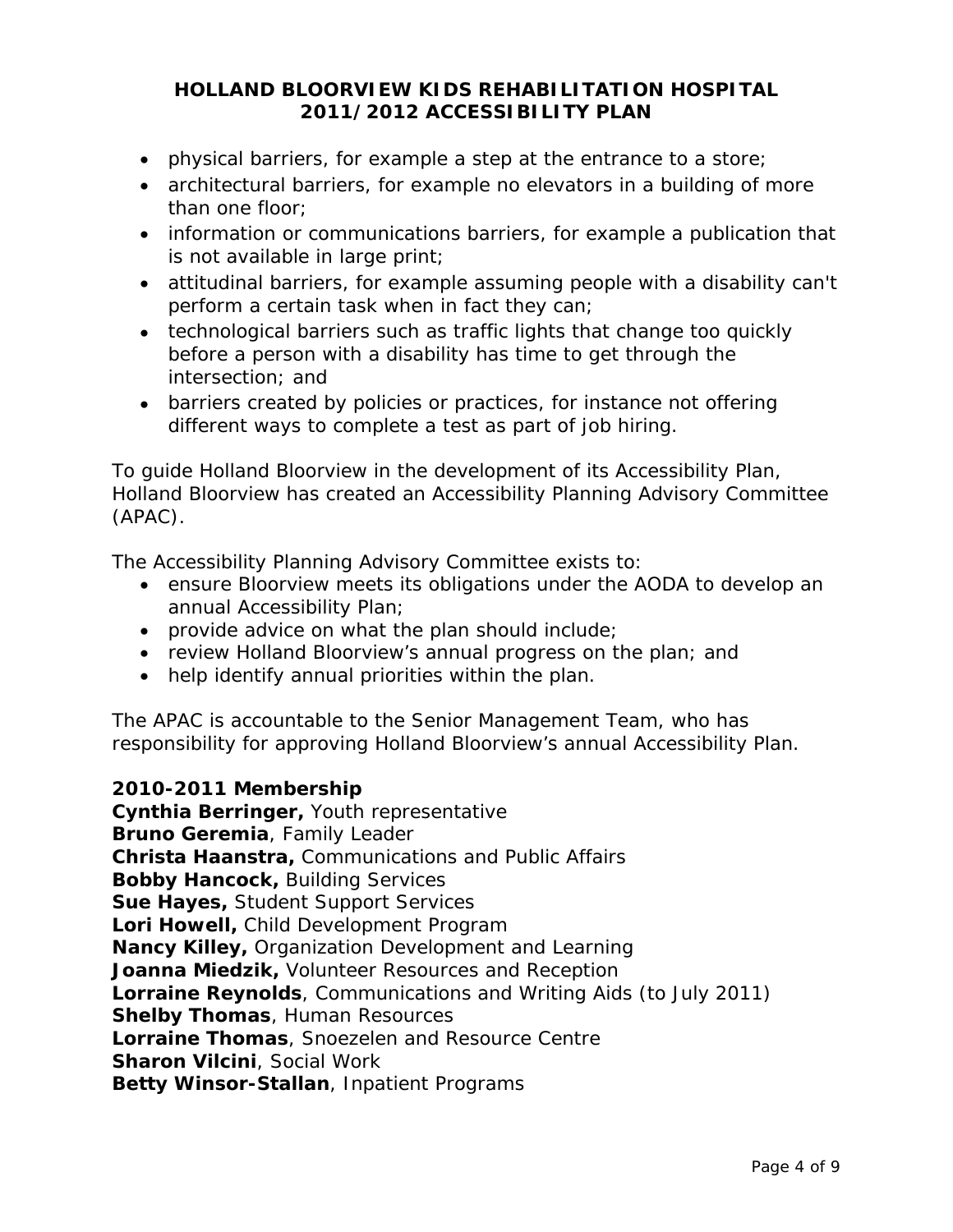- physical barriers, for example a step at the entrance to a store;
- architectural barriers, for example no elevators in a building of more than one floor;
- information or communications barriers, for example a publication that is not available in large print;
- attitudinal barriers, for example assuming people with a disability can't perform a certain task when in fact they can;
- technological barriers such as traffic lights that change too quickly before a person with a disability has time to get through the intersection; and
- barriers created by policies or practices, for instance not offering different ways to complete a test as part of job hiring.

To guide Holland Bloorview in the development of its Accessibility Plan, Holland Bloorview has created an Accessibility Planning Advisory Committee (APAC).

The Accessibility Planning Advisory Committee exists to:

- ensure Bloorview meets its obligations under the AODA to develop an annual Accessibility Plan;
- provide advice on what the plan should include;
- review Holland Bloorview's annual progress on the plan; and
- help identify annual priorities within the plan.

The APAC is accountable to the Senior Management Team, who has responsibility for approving Holland Bloorview's annual Accessibility Plan.

**2010-2011 Membership**
**Cynthia Berringer,** Youth representative
**Bruno Geremia**, Family Leader
**Christa Haanstra,** Communications and Public Affairs
**Bobby Hancock,** Building Services
**Sue Hayes,** Student Support Services
**Lori Howell,** Child Development Program
**Nancy Killey,** Organization Development and Learning
**Joanna Miedzik,** Volunteer Resources and Reception
**Lorraine Reynolds**, Communications and Writing Aids (to July 2011)
**Shelby Thomas**, Human Resources
**Lorraine Thomas**, Snoezelen and Resource Centre
**Sharon Vilcini**, Social Work
**Betty Winsor-Stallan**, Inpatient Programs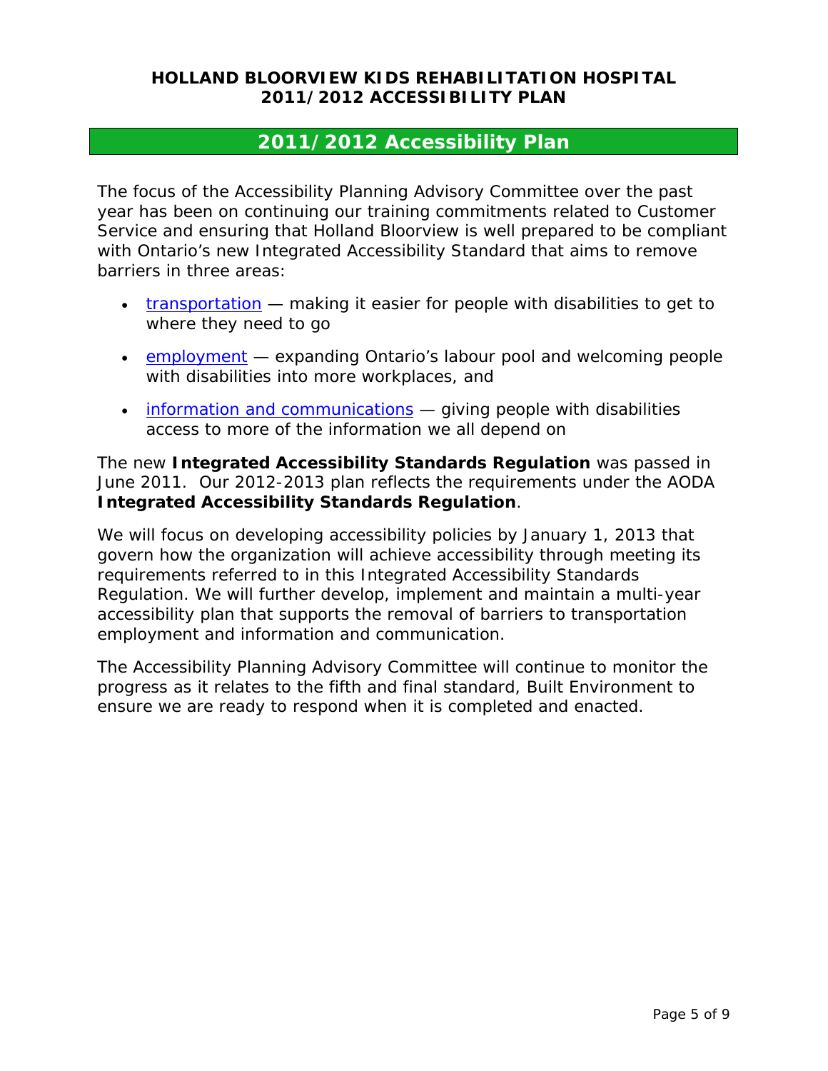## 2011/2012 Accessibility Plan

The focus of the Accessibility Planning Advisory Committee over the past year has been on continuing our training commitments related to Customer Service and ensuring that Holland Bloorview is well prepared to be compliant with Ontario's new Integrated Accessibility Standard that aims to remove barriers in three areas:

- transportation — making it easier for people with disabilities to get to where they need to go
- employment — expanding Ontario's labour pool and welcoming people with disabilities into more workplaces, and
- information and communications — giving people with disabilities access to more of the information we all depend on

The new **Integrated Accessibility Standards Regulation** was passed in June 2011. Our 2012-2013 plan reflects the requirements under the AODA **Integrated Accessibility Standards Regulation**.

We will focus on developing accessibility policies by January 1, 2013 that govern how the organization will achieve accessibility through meeting its requirements referred to in this Integrated Accessibility Standards Regulation. We will further develop, implement and maintain a multi-year accessibility plan that supports the removal of barriers to transportation employment and information and communication.

The Accessibility Planning Advisory Committee will continue to monitor the progress as it relates to the fifth and final standard, Built Environment to ensure we are ready to respond when it is completed and enacted.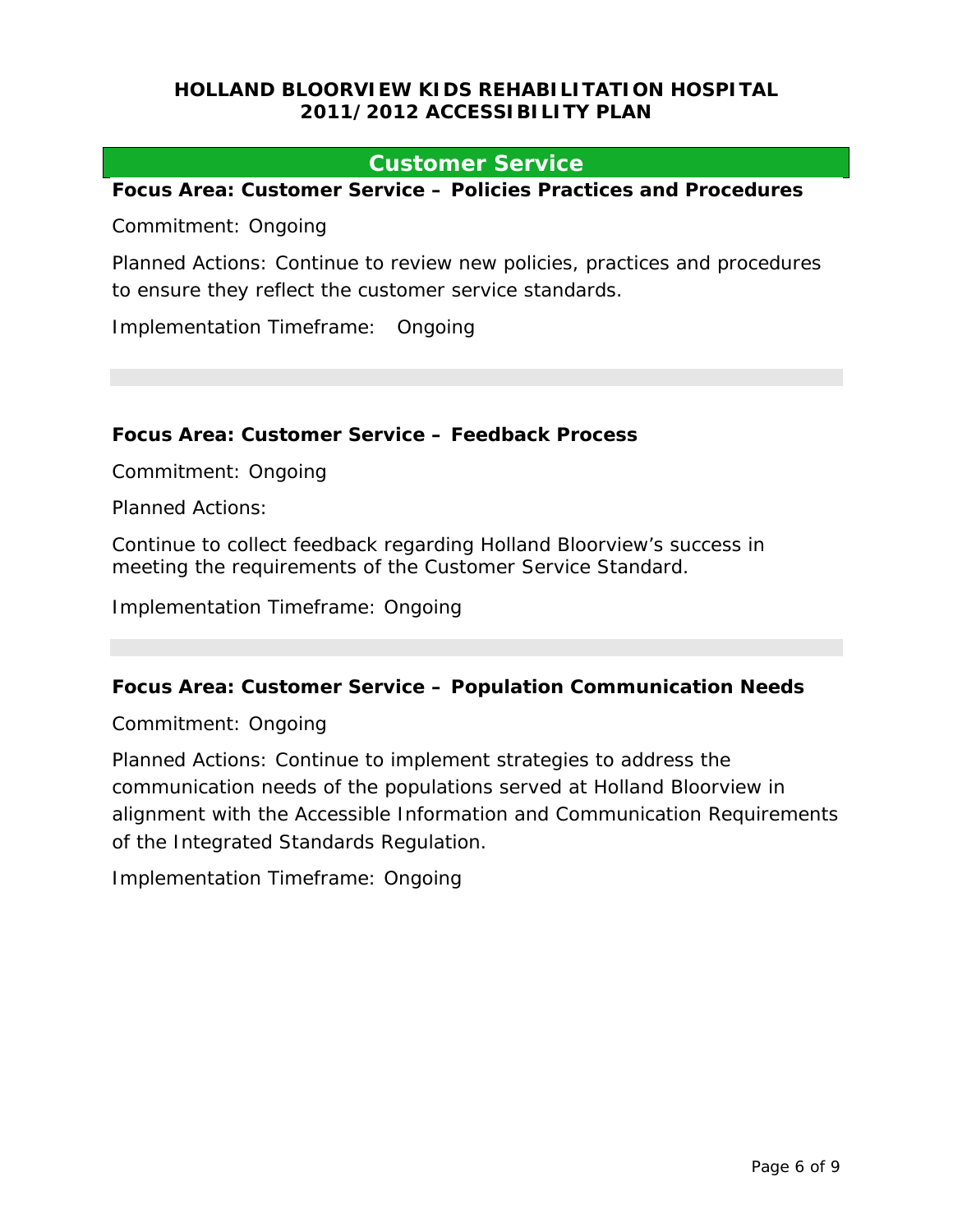## Customer Service

### Focus Area: Customer Service – Policies Practices and Procedures

Commitment: Ongoing

Planned Actions: Continue to review new policies, practices and procedures to ensure they reflect the customer service standards.

Implementation Timeframe: Ongoing

### Focus Area: Customer Service – Feedback Process

Commitment: Ongoing

Planned Actions:

Continue to collect feedback regarding Holland Bloorview's success in meeting the requirements of the Customer Service Standard.

Implementation Timeframe: Ongoing

### Focus Area: Customer Service – Population Communication Needs

Commitment: Ongoing

Planned Actions: Continue to implement strategies to address the communication needs of the populations served at Holland Bloorview in alignment with the Accessible Information and Communication Requirements of the Integrated Standards Regulation.

Implementation Timeframe: Ongoing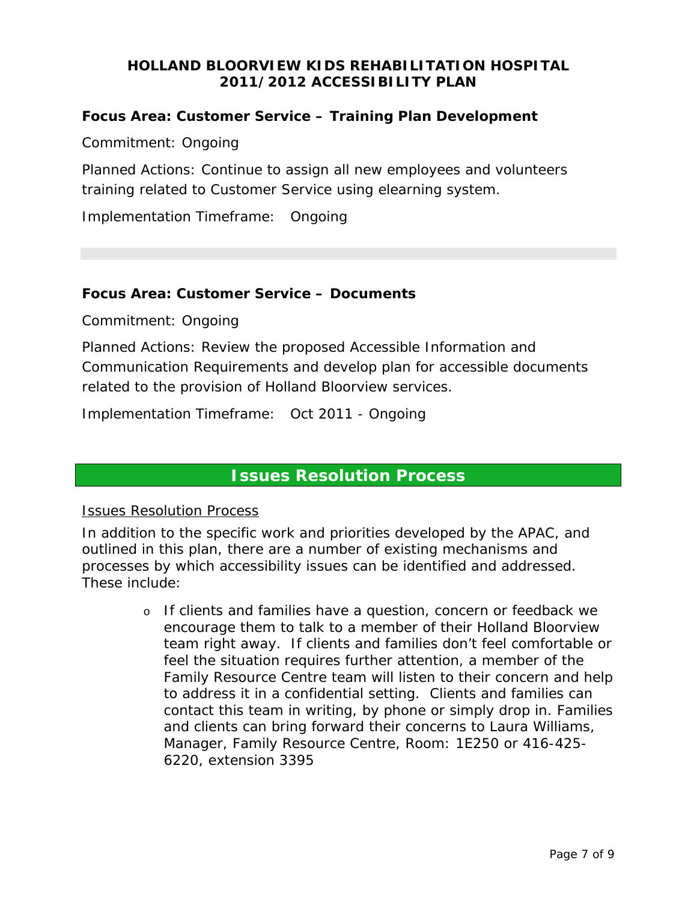### Focus Area: Customer Service – Training Plan Development

Commitment: Ongoing

Planned Actions: Continue to assign all new employees and volunteers training related to Customer Service using elearning system.

Implementation Timeframe: Ongoing

---

### Focus Area: Customer Service – Documents

Commitment: Ongoing

Planned Actions: Review the proposed Accessible Information and Communication Requirements and develop plan for accessible documents related to the provision of Holland Bloorview services.

Implementation Timeframe: Oct 2011 - Ongoing

## Issues Resolution Process

Issues Resolution Process

In addition to the specific work and priorities developed by the APAC, and outlined in this plan, there are a number of existing mechanisms and processes by which accessibility issues can be identified and addressed. These include:

- If clients and families have a question, concern or feedback we encourage them to talk to a member of their Holland Bloorview team right away. If clients and families don't feel comfortable or feel the situation requires further attention, a member of the Family Resource Centre team will listen to their concern and help to address it in a confidential setting. Clients and families can contact this team in writing, by phone or simply drop in. Families and clients can bring forward their concerns to Laura Williams, Manager, Family Resource Centre, Room: 1E250 or 416-425-6220, extension 3395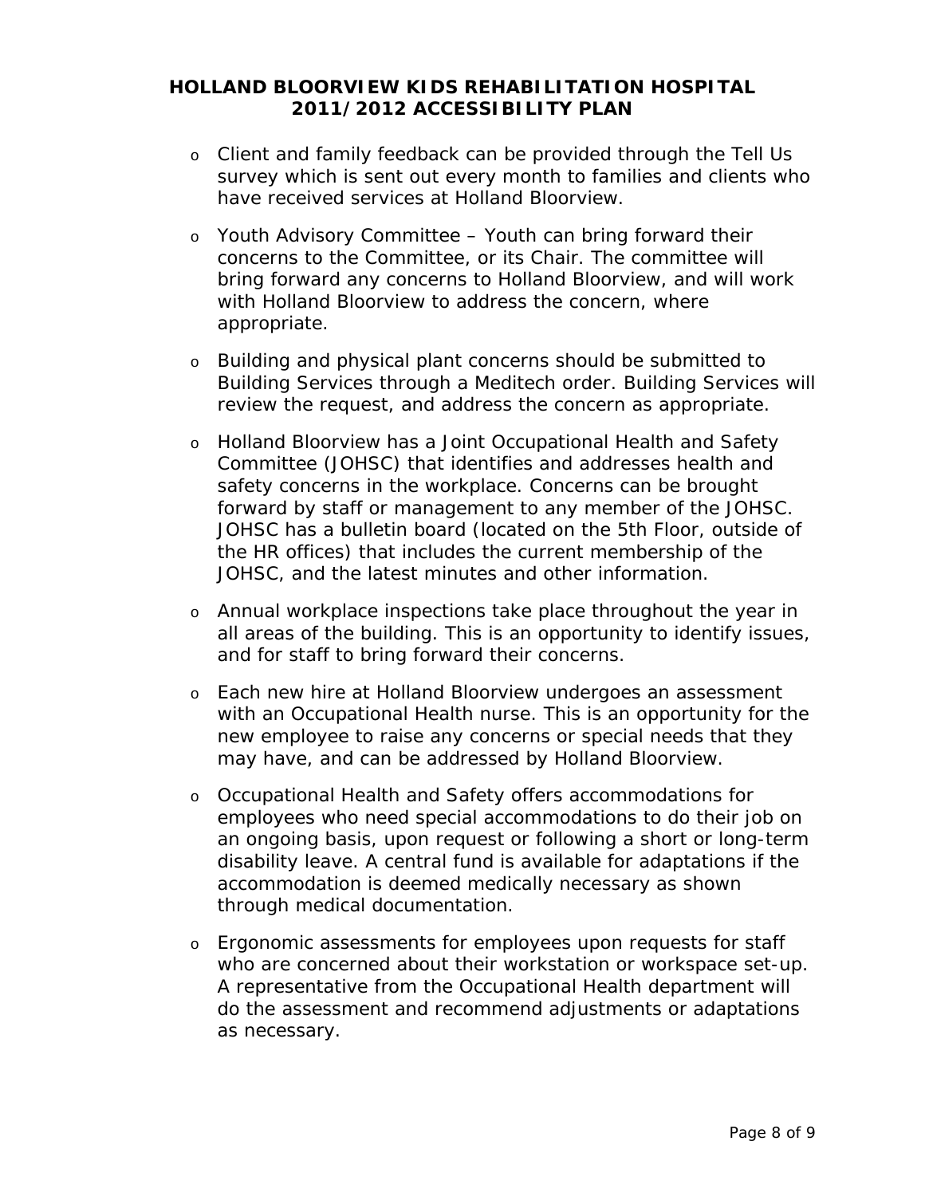- Client and family feedback can be provided through the Tell Us survey which is sent out every month to families and clients who have received services at Holland Bloorview.

- Youth Advisory Committee – Youth can bring forward their concerns to the Committee, or its Chair. The committee will bring forward any concerns to Holland Bloorview, and will work with Holland Bloorview to address the concern, where appropriate.

- Building and physical plant concerns should be submitted to Building Services through a Meditech order. Building Services will review the request, and address the concern as appropriate.

- Holland Bloorview has a Joint Occupational Health and Safety Committee (JOHSC) that identifies and addresses health and safety concerns in the workplace. Concerns can be brought forward by staff or management to any member of the JOHSC. JOHSC has a bulletin board (located on the 5th Floor, outside of the HR offices) that includes the current membership of the JOHSC, and the latest minutes and other information.

- Annual workplace inspections take place throughout the year in all areas of the building. This is an opportunity to identify issues, and for staff to bring forward their concerns.

- Each new hire at Holland Bloorview undergoes an assessment with an Occupational Health nurse. This is an opportunity for the new employee to raise any concerns or special needs that they may have, and can be addressed by Holland Bloorview.

- Occupational Health and Safety offers accommodations for employees who need special accommodations to do their job on an ongoing basis, upon request or following a short or long-term disability leave. A central fund is available for adaptations if the accommodation is deemed medically necessary as shown through medical documentation.

- Ergonomic assessments for employees upon requests for staff who are concerned about their workstation or workspace set-up. A representative from the Occupational Health department will do the assessment and recommend adjustments or adaptations as necessary.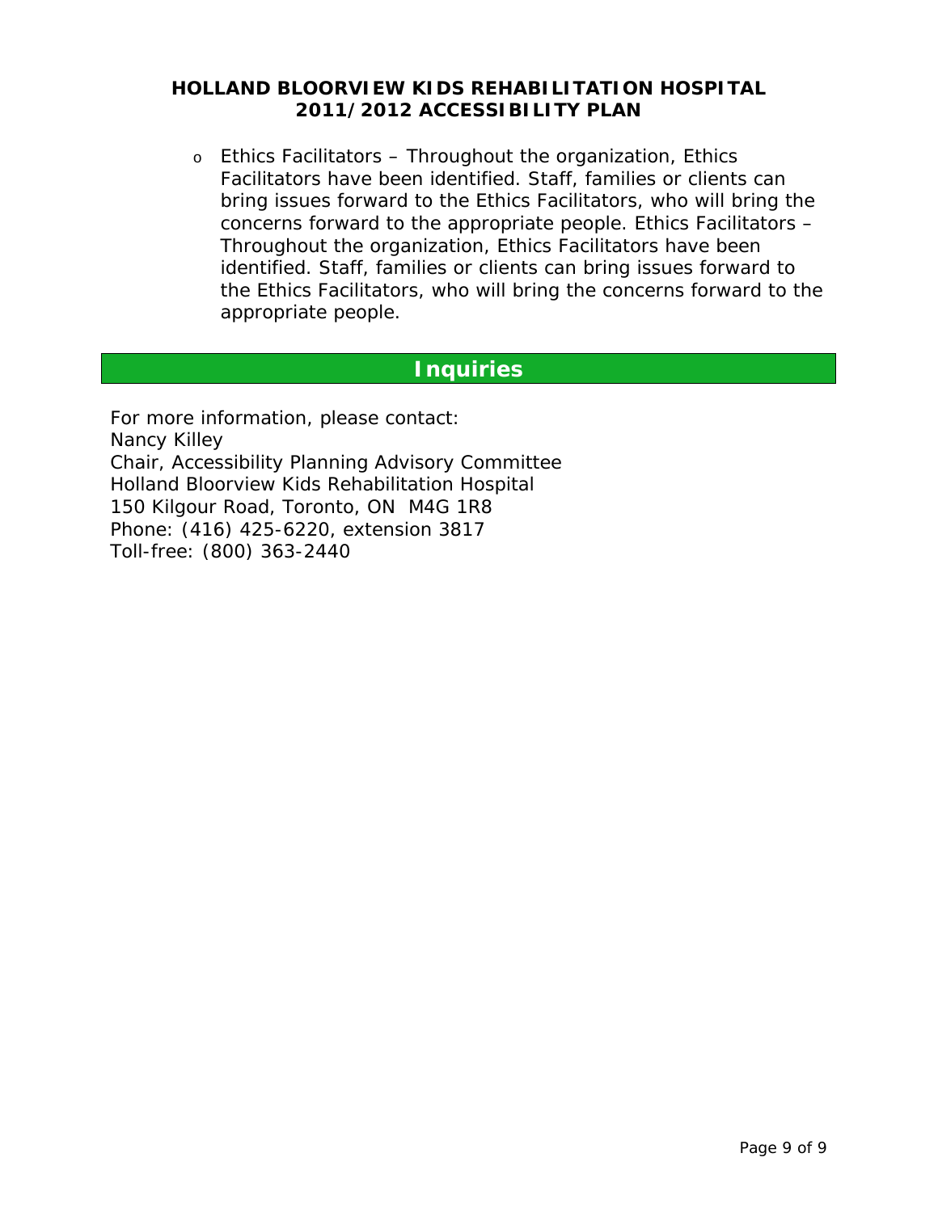- Ethics Facilitators – Throughout the organization, Ethics Facilitators have been identified. Staff, families or clients can bring issues forward to the Ethics Facilitators, who will bring the concerns forward to the appropriate people. Ethics Facilitators – Throughout the organization, Ethics Facilitators have been identified. Staff, families or clients can bring issues forward to the Ethics Facilitators, who will bring the concerns forward to the appropriate people.

## Inquiries

For more information, please contact:
Nancy Killey
Chair, Accessibility Planning Advisory Committee
Holland Bloorview Kids Rehabilitation Hospital
150 Kilgour Road, Toronto, ON  M4G 1R8
Phone: (416) 425-6220, extension 3817
Toll-free: (800) 363-2440